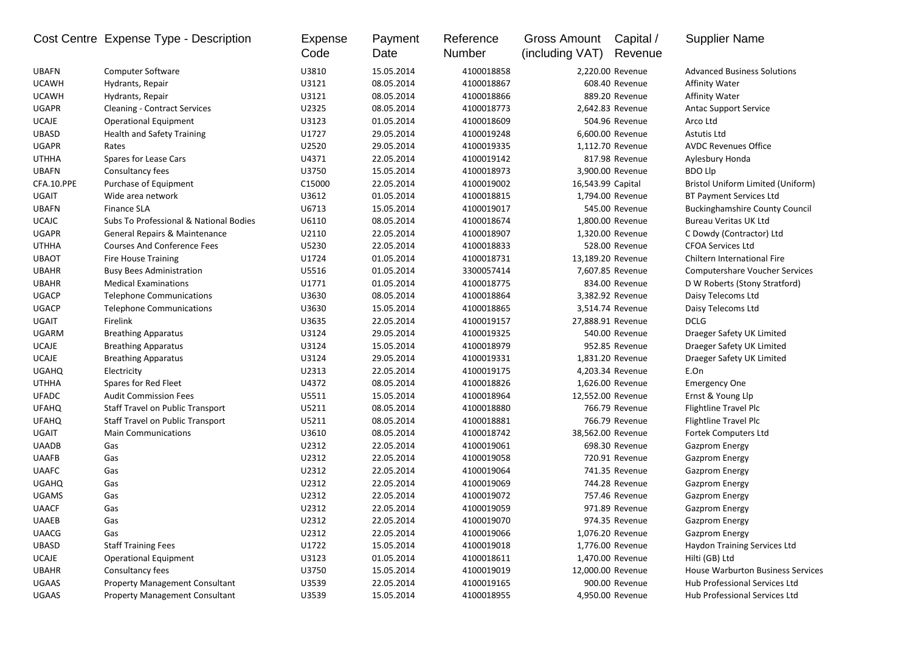| Cost Centre | Expense Type - Description | Expense Code | Payment Date | Reference Number | Gross Amount (including VAT) | Capital / Revenue | Supplier Name |
|---|---|---|---|---|---|---|---|
| UBAFN | Computer Software | U3810 | 15.05.2014 | 4100018858 | 2,220.00 | Revenue | Advanced Business Solutions |
| UCAWH | Hydrants, Repair | U3121 | 08.05.2014 | 4100018867 | 608.40 | Revenue | Affinity Water |
| UCAWH | Hydrants, Repair | U3121 | 08.05.2014 | 4100018866 | 889.20 | Revenue | Affinity Water |
| UGAPR | Cleaning - Contract Services | U2325 | 08.05.2014 | 4100018773 | 2,642.83 | Revenue | Antac Support Service |
| UCAJE | Operational Equipment | U3123 | 01.05.2014 | 4100018609 | 504.96 | Revenue | Arco Ltd |
| UBASD | Health and Safety Training | U1727 | 29.05.2014 | 4100019248 | 6,600.00 | Revenue | Astutis Ltd |
| UGAPR | Rates | U2520 | 29.05.2014 | 4100019335 | 1,112.70 | Revenue | AVDC Revenues Office |
| UTHHA | Spares for Lease Cars | U4371 | 22.05.2014 | 4100019142 | 817.98 | Revenue | Aylesbury Honda |
| UBAFN | Consultancy fees | U3750 | 15.05.2014 | 4100018973 | 3,900.00 | Revenue | BDO Llp |
| CFA.10.PPE | Purchase of Equipment | C15000 | 22.05.2014 | 4100019002 | 16,543.99 | Capital | Bristol Uniform Limited (Uniform) |
| UGAIT | Wide area network | U3612 | 01.05.2014 | 4100018815 | 1,794.00 | Revenue | BT Payment Services Ltd |
| UBAFN | Finance SLA | U6713 | 15.05.2014 | 4100019017 | 545.00 | Revenue | Buckinghamshire County Council |
| UCAJC | Subs To Professional & National Bodies | U6110 | 08.05.2014 | 4100018674 | 1,800.00 | Revenue | Bureau Veritas UK Ltd |
| UGAPR | General Repairs & Maintenance | U2110 | 22.05.2014 | 4100018907 | 1,320.00 | Revenue | C Dowdy (Contractor) Ltd |
| UTHHA | Courses And Conference Fees | U5230 | 22.05.2014 | 4100018833 | 528.00 | Revenue | CFOA Services Ltd |
| UBAOT | Fire House Training | U1724 | 01.05.2014 | 4100018731 | 13,189.20 | Revenue | Chiltern International Fire |
| UBAHR | Busy Bees Administration | U5516 | 01.05.2014 | 3300057414 | 7,607.85 | Revenue | Computershare Voucher Services |
| UBAHR | Medical Examinations | U1771 | 01.05.2014 | 4100018775 | 834.00 | Revenue | D W Roberts (Stony Stratford) |
| UGACP | Telephone Communications | U3630 | 08.05.2014 | 4100018864 | 3,382.92 | Revenue | Daisy Telecoms Ltd |
| UGACP | Telephone Communications | U3630 | 15.05.2014 | 4100018865 | 3,514.74 | Revenue | Daisy Telecoms Ltd |
| UGAIT | Firelink | U3635 | 22.05.2014 | 4100019157 | 27,888.91 | Revenue | DCLG |
| UGARM | Breathing Apparatus | U3124 | 29.05.2014 | 4100019325 | 540.00 | Revenue | Draeger Safety UK Limited |
| UCAJE | Breathing Apparatus | U3124 | 15.05.2014 | 4100018979 | 952.85 | Revenue | Draeger Safety UK Limited |
| UCAJE | Breathing Apparatus | U3124 | 29.05.2014 | 4100019331 | 1,831.20 | Revenue | Draeger Safety UK Limited |
| UGAHQ | Electricity | U2313 | 22.05.2014 | 4100019175 | 4,203.34 | Revenue | E.On |
| UTHHA | Spares for Red Fleet | U4372 | 08.05.2014 | 4100018826 | 1,626.00 | Revenue | Emergency One |
| UFADC | Audit Commission Fees | U5511 | 15.05.2014 | 4100018964 | 12,552.00 | Revenue | Ernst & Young Llp |
| UFAHQ | Staff Travel on Public Transport | U5211 | 08.05.2014 | 4100018880 | 766.79 | Revenue | Flightline Travel Plc |
| UFAHQ | Staff Travel on Public Transport | U5211 | 08.05.2014 | 4100018881 | 766.79 | Revenue | Flightline Travel Plc |
| UGAIT | Main Communications | U3610 | 08.05.2014 | 4100018742 | 38,562.00 | Revenue | Fortek Computers Ltd |
| UAADB | Gas | U2312 | 22.05.2014 | 4100019061 | 698.30 | Revenue | Gazprom Energy |
| UAAFB | Gas | U2312 | 22.05.2014 | 4100019058 | 720.91 | Revenue | Gazprom Energy |
| UAAFC | Gas | U2312 | 22.05.2014 | 4100019064 | 741.35 | Revenue | Gazprom Energy |
| UGAHQ | Gas | U2312 | 22.05.2014 | 4100019069 | 744.28 | Revenue | Gazprom Energy |
| UGAMS | Gas | U2312 | 22.05.2014 | 4100019072 | 757.46 | Revenue | Gazprom Energy |
| UAACF | Gas | U2312 | 22.05.2014 | 4100019059 | 971.89 | Revenue | Gazprom Energy |
| UAAEB | Gas | U2312 | 22.05.2014 | 4100019070 | 974.35 | Revenue | Gazprom Energy |
| UAACG | Gas | U2312 | 22.05.2014 | 4100019066 | 1,076.20 | Revenue | Gazprom Energy |
| UBASD | Staff Training Fees | U1722 | 15.05.2014 | 4100019018 | 1,776.00 | Revenue | Haydon Training Services Ltd |
| UCAJE | Operational Equipment | U3123 | 01.05.2014 | 4100018611 | 1,470.00 | Revenue | Hilti (GB) Ltd |
| UBAHR | Consultancy fees | U3750 | 15.05.2014 | 4100019019 | 12,000.00 | Revenue | House Warburton Business Services |
| UGAAS | Property Management Consultant | U3539 | 22.05.2014 | 4100019165 | 900.00 | Revenue | Hub Professional Services Ltd |
| UGAAS | Property Management Consultant | U3539 | 15.05.2014 | 4100018955 | 4,950.00 | Revenue | Hub Professional Services Ltd |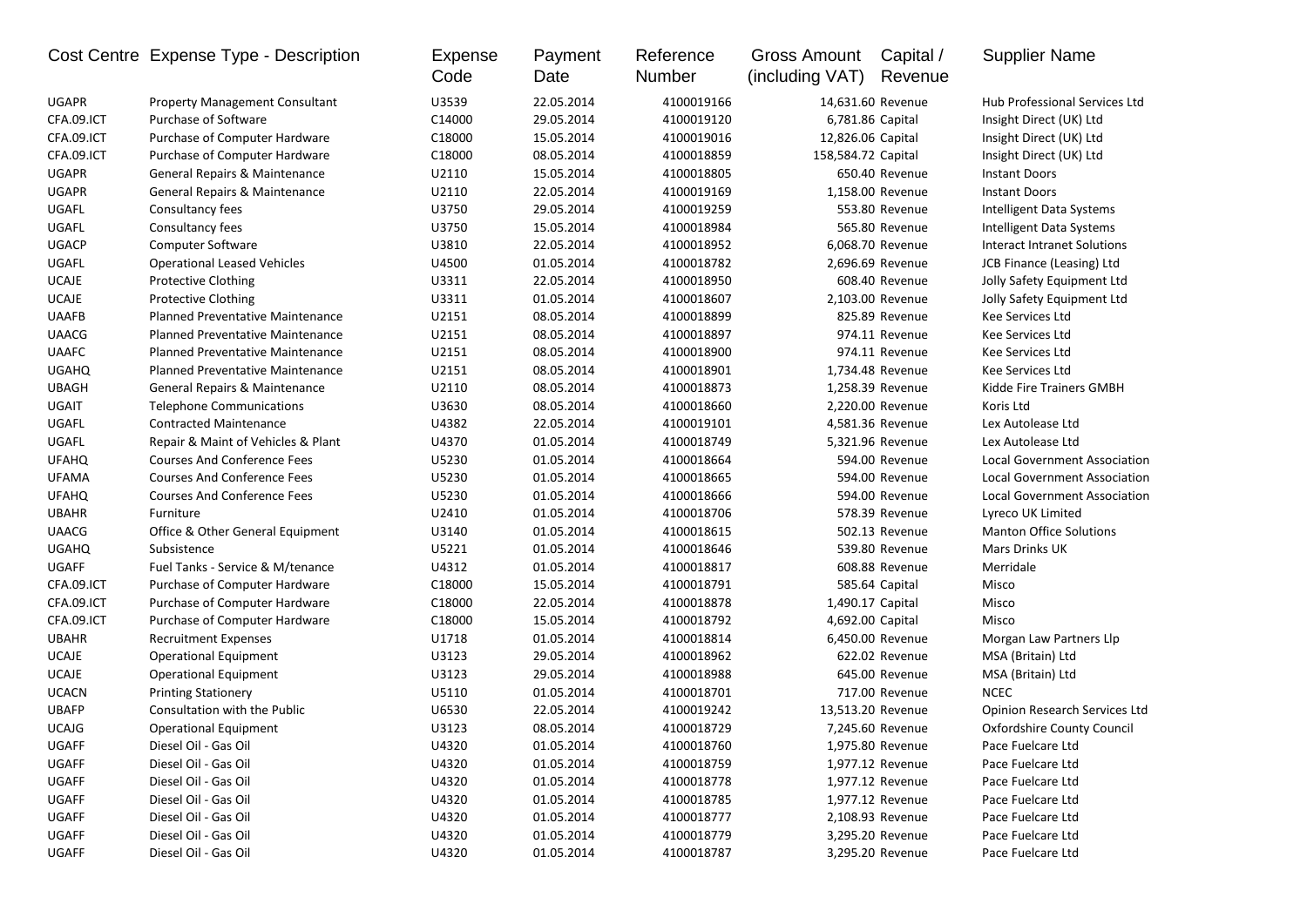| Cost Centre | Expense Type - Description | Expense Code | Payment Date | Reference Number | Gross Amount (including VAT) | Capital / Revenue | Supplier Name |
|---|---|---|---|---|---|---|---|
| UGAPR | Property Management Consultant | U3539 | 22.05.2014 | 4100019166 | 14,631.60 | Revenue | Hub Professional Services Ltd |
| CFA.09.ICT | Purchase of Software | C14000 | 29.05.2014 | 4100019120 | 6,781.86 | Capital | Insight Direct (UK) Ltd |
| CFA.09.ICT | Purchase of Computer Hardware | C18000 | 15.05.2014 | 4100019016 | 12,826.06 | Capital | Insight Direct (UK) Ltd |
| CFA.09.ICT | Purchase of Computer Hardware | C18000 | 08.05.2014 | 4100018859 | 158,584.72 | Capital | Insight Direct (UK) Ltd |
| UGAPR | General Repairs & Maintenance | U2110 | 15.05.2014 | 4100018805 | 650.40 | Revenue | Instant Doors |
| UGAPR | General Repairs & Maintenance | U2110 | 22.05.2014 | 4100019169 | 1,158.00 | Revenue | Instant Doors |
| UGAFL | Consultancy fees | U3750 | 29.05.2014 | 4100019259 | 553.80 | Revenue | Intelligent Data Systems |
| UGAFL | Consultancy fees | U3750 | 15.05.2014 | 4100018984 | 565.80 | Revenue | Intelligent Data Systems |
| UGACP | Computer Software | U3810 | 22.05.2014 | 4100018952 | 6,068.70 | Revenue | Interact Intranet Solutions |
| UGAFL | Operational Leased Vehicles | U4500 | 01.05.2014 | 4100018782 | 2,696.69 | Revenue | JCB Finance (Leasing) Ltd |
| UCAJE | Protective Clothing | U3311 | 22.05.2014 | 4100018950 | 608.40 | Revenue | Jolly Safety Equipment Ltd |
| UCAJE | Protective Clothing | U3311 | 01.05.2014 | 4100018607 | 2,103.00 | Revenue | Jolly Safety Equipment Ltd |
| UAAFB | Planned Preventative Maintenance | U2151 | 08.05.2014 | 4100018899 | 825.89 | Revenue | Kee Services Ltd |
| UAACG | Planned Preventative Maintenance | U2151 | 08.05.2014 | 4100018897 | 974.11 | Revenue | Kee Services Ltd |
| UAAFC | Planned Preventative Maintenance | U2151 | 08.05.2014 | 4100018900 | 974.11 | Revenue | Kee Services Ltd |
| UGAHQ | Planned Preventative Maintenance | U2151 | 08.05.2014 | 4100018901 | 1,734.48 | Revenue | Kee Services Ltd |
| UBAGH | General Repairs & Maintenance | U2110 | 08.05.2014 | 4100018873 | 1,258.39 | Revenue | Kidde Fire Trainers GMBH |
| UGAIT | Telephone Communications | U3630 | 08.05.2014 | 4100018660 | 2,220.00 | Revenue | Koris Ltd |
| UGAFL | Contracted Maintenance | U4382 | 22.05.2014 | 4100019101 | 4,581.36 | Revenue | Lex Autolease Ltd |
| UGAFL | Repair & Maint of Vehicles & Plant | U4370 | 01.05.2014 | 4100018749 | 5,321.96 | Revenue | Lex Autolease Ltd |
| UFAHQ | Courses And Conference Fees | U5230 | 01.05.2014 | 4100018664 | 594.00 | Revenue | Local Government Association |
| UFAMA | Courses And Conference Fees | U5230 | 01.05.2014 | 4100018665 | 594.00 | Revenue | Local Government Association |
| UFAHQ | Courses And Conference Fees | U5230 | 01.05.2014 | 4100018666 | 594.00 | Revenue | Local Government Association |
| UBAHR | Furniture | U2410 | 01.05.2014 | 4100018706 | 578.39 | Revenue | Lyreco UK Limited |
| UAACG | Office & Other General Equipment | U3140 | 01.05.2014 | 4100018615 | 502.13 | Revenue | Manton Office Solutions |
| UGAHQ | Subsistence | U5221 | 01.05.2014 | 4100018646 | 539.80 | Revenue | Mars Drinks UK |
| UGAFF | Fuel Tanks - Service & M/tenance | U4312 | 01.05.2014 | 4100018817 | 608.88 | Revenue | Merridale |
| CFA.09.ICT | Purchase of Computer Hardware | C18000 | 15.05.2014 | 4100018791 | 585.64 | Capital | Misco |
| CFA.09.ICT | Purchase of Computer Hardware | C18000 | 22.05.2014 | 4100018878 | 1,490.17 | Capital | Misco |
| CFA.09.ICT | Purchase of Computer Hardware | C18000 | 15.05.2014 | 4100018792 | 4,692.00 | Capital | Misco |
| UBAHR | Recruitment Expenses | U1718 | 01.05.2014 | 4100018814 | 6,450.00 | Revenue | Morgan Law Partners Llp |
| UCAJE | Operational Equipment | U3123 | 29.05.2014 | 4100018962 | 622.02 | Revenue | MSA (Britain) Ltd |
| UCAJE | Operational Equipment | U3123 | 29.05.2014 | 4100018988 | 645.00 | Revenue | MSA (Britain) Ltd |
| UCACN | Printing Stationery | U5110 | 01.05.2014 | 4100018701 | 717.00 | Revenue | NCEC |
| UBAFP | Consultation with the Public | U6530 | 22.05.2014 | 4100019242 | 13,513.20 | Revenue | Opinion Research Services Ltd |
| UCAJG | Operational Equipment | U3123 | 08.05.2014 | 4100018729 | 7,245.60 | Revenue | Oxfordshire County Council |
| UGAFF | Diesel Oil - Gas Oil | U4320 | 01.05.2014 | 4100018760 | 1,975.80 | Revenue | Pace Fuelcare Ltd |
| UGAFF | Diesel Oil - Gas Oil | U4320 | 01.05.2014 | 4100018759 | 1,977.12 | Revenue | Pace Fuelcare Ltd |
| UGAFF | Diesel Oil - Gas Oil | U4320 | 01.05.2014 | 4100018778 | 1,977.12 | Revenue | Pace Fuelcare Ltd |
| UGAFF | Diesel Oil - Gas Oil | U4320 | 01.05.2014 | 4100018785 | 1,977.12 | Revenue | Pace Fuelcare Ltd |
| UGAFF | Diesel Oil - Gas Oil | U4320 | 01.05.2014 | 4100018777 | 2,108.93 | Revenue | Pace Fuelcare Ltd |
| UGAFF | Diesel Oil - Gas Oil | U4320 | 01.05.2014 | 4100018779 | 3,295.20 | Revenue | Pace Fuelcare Ltd |
| UGAFF | Diesel Oil - Gas Oil | U4320 | 01.05.2014 | 4100018787 | 3,295.20 | Revenue | Pace Fuelcare Ltd |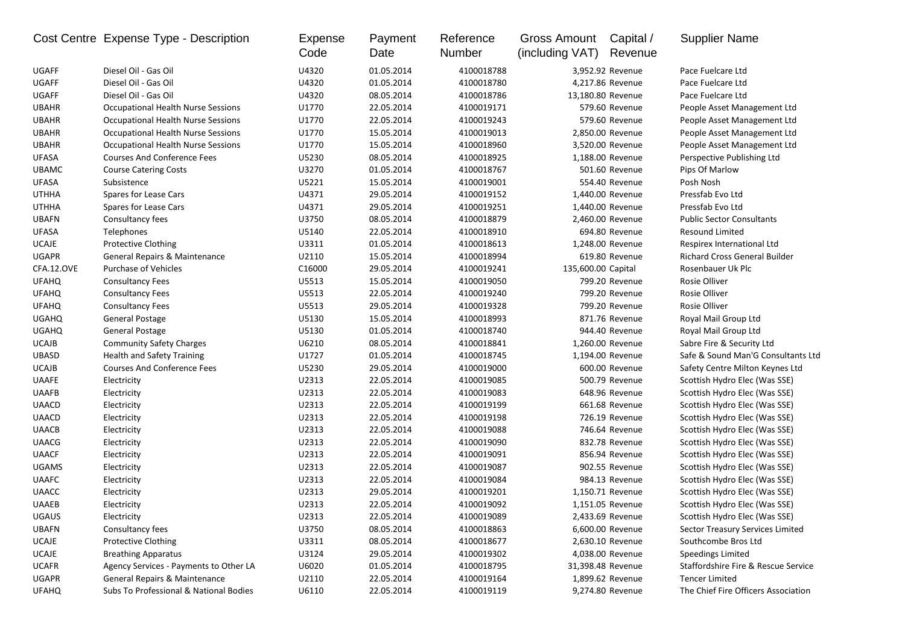| Cost Centre | Expense Type - Description | Expense Code | Payment Date | Reference Number | Gross Amount (including VAT) | Capital / Revenue | Supplier Name |
|---|---|---|---|---|---|---|---|
| UGAFF | Diesel Oil - Gas Oil | U4320 | 01.05.2014 | 4100018788 | 3,952.92 | Revenue | Pace Fuelcare Ltd |
| UGAFF | Diesel Oil - Gas Oil | U4320 | 01.05.2014 | 4100018780 | 4,217.86 | Revenue | Pace Fuelcare Ltd |
| UGAFF | Diesel Oil - Gas Oil | U4320 | 08.05.2014 | 4100018786 | 13,180.80 | Revenue | Pace Fuelcare Ltd |
| UBAHR | Occupational Health Nurse Sessions | U1770 | 22.05.2014 | 4100019171 | 579.60 | Revenue | People Asset Management Ltd |
| UBAHR | Occupational Health Nurse Sessions | U1770 | 22.05.2014 | 4100019243 | 579.60 | Revenue | People Asset Management Ltd |
| UBAHR | Occupational Health Nurse Sessions | U1770 | 15.05.2014 | 4100019013 | 2,850.00 | Revenue | People Asset Management Ltd |
| UBAHR | Occupational Health Nurse Sessions | U1770 | 15.05.2014 | 4100018960 | 3,520.00 | Revenue | People Asset Management Ltd |
| UFASA | Courses And Conference Fees | U5230 | 08.05.2014 | 4100018925 | 1,188.00 | Revenue | Perspective Publishing Ltd |
| UBAMC | Course Catering Costs | U3270 | 01.05.2014 | 4100018767 | 501.60 | Revenue | Pips Of Marlow |
| UFASA | Subsistence | U5221 | 15.05.2014 | 4100019001 | 554.40 | Revenue | Posh Nosh |
| UTHHA | Spares for Lease Cars | U4371 | 29.05.2014 | 4100019152 | 1,440.00 | Revenue | Pressfab Evo Ltd |
| UTHHA | Spares for Lease Cars | U4371 | 29.05.2014 | 4100019251 | 1,440.00 | Revenue | Pressfab Evo Ltd |
| UBAFN | Consultancy fees | U3750 | 08.05.2014 | 4100018879 | 2,460.00 | Revenue | Public Sector Consultants |
| UFASA | Telephones | U5140 | 22.05.2014 | 4100018910 | 694.80 | Revenue | Resound Limited |
| UCAJE | Protective Clothing | U3311 | 01.05.2014 | 4100018613 | 1,248.00 | Revenue | Respirex International Ltd |
| UGAPR | General Repairs & Maintenance | U2110 | 15.05.2014 | 4100018994 | 619.80 | Revenue | Richard Cross General Builder |
| CFA.12.OVE | Purchase of Vehicles | C16000 | 29.05.2014 | 4100019241 | 135,600.00 | Capital | Rosenbauer Uk Plc |
| UFAHQ | Consultancy Fees | U5513 | 15.05.2014 | 4100019050 | 799.20 | Revenue | Rosie Olliver |
| UFAHQ | Consultancy Fees | U5513 | 22.05.2014 | 4100019240 | 799.20 | Revenue | Rosie Olliver |
| UFAHQ | Consultancy Fees | U5513 | 29.05.2014 | 4100019328 | 799.20 | Revenue | Rosie Olliver |
| UGAHQ | General Postage | U5130 | 15.05.2014 | 4100018993 | 871.76 | Revenue | Royal Mail Group Ltd |
| UGAHQ | General Postage | U5130 | 01.05.2014 | 4100018740 | 944.40 | Revenue | Royal Mail Group Ltd |
| UCAJB | Community Safety Charges | U6210 | 08.05.2014 | 4100018841 | 1,260.00 | Revenue | Sabre Fire & Security Ltd |
| UBASD | Health and Safety Training | U1727 | 01.05.2014 | 4100018745 | 1,194.00 | Revenue | Safe & Sound Man'G Consultants Ltd |
| UCAJB | Courses And Conference Fees | U5230 | 29.05.2014 | 4100019000 | 600.00 | Revenue | Safety Centre Milton Keynes Ltd |
| UAAFE | Electricity | U2313 | 22.05.2014 | 4100019085 | 500.79 | Revenue | Scottish Hydro Elec (Was SSE) |
| UAAFB | Electricity | U2313 | 22.05.2014 | 4100019083 | 648.96 | Revenue | Scottish Hydro Elec (Was SSE) |
| UAACD | Electricity | U2313 | 22.05.2014 | 4100019199 | 661.68 | Revenue | Scottish Hydro Elec (Was SSE) |
| UAACD | Electricity | U2313 | 22.05.2014 | 4100019198 | 726.19 | Revenue | Scottish Hydro Elec (Was SSE) |
| UAACB | Electricity | U2313 | 22.05.2014 | 4100019088 | 746.64 | Revenue | Scottish Hydro Elec (Was SSE) |
| UAACG | Electricity | U2313 | 22.05.2014 | 4100019090 | 832.78 | Revenue | Scottish Hydro Elec (Was SSE) |
| UAACF | Electricity | U2313 | 22.05.2014 | 4100019091 | 856.94 | Revenue | Scottish Hydro Elec (Was SSE) |
| UGAMS | Electricity | U2313 | 22.05.2014 | 4100019087 | 902.55 | Revenue | Scottish Hydro Elec (Was SSE) |
| UAAFC | Electricity | U2313 | 22.05.2014 | 4100019084 | 984.13 | Revenue | Scottish Hydro Elec (Was SSE) |
| UAACC | Electricity | U2313 | 29.05.2014 | 4100019201 | 1,150.71 | Revenue | Scottish Hydro Elec (Was SSE) |
| UAAEB | Electricity | U2313 | 22.05.2014 | 4100019092 | 1,151.05 | Revenue | Scottish Hydro Elec (Was SSE) |
| UGAUS | Electricity | U2313 | 22.05.2014 | 4100019089 | 2,433.69 | Revenue | Scottish Hydro Elec (Was SSE) |
| UBAFN | Consultancy fees | U3750 | 08.05.2014 | 4100018863 | 6,600.00 | Revenue | Sector Treasury Services Limited |
| UCAJE | Protective Clothing | U3311 | 08.05.2014 | 4100018677 | 2,630.10 | Revenue | Southcombe Bros Ltd |
| UCAJE | Breathing Apparatus | U3124 | 29.05.2014 | 4100019302 | 4,038.00 | Revenue | Speedings Limited |
| UCAFR | Agency Services - Payments to Other LA | U6020 | 01.05.2014 | 4100018795 | 31,398.48 | Revenue | Staffordshire Fire & Rescue Service |
| UGAPR | General Repairs & Maintenance | U2110 | 22.05.2014 | 4100019164 | 1,899.62 | Revenue | Tencer Limited |
| UFAHQ | Subs To Professional & National Bodies | U6110 | 22.05.2014 | 4100019119 | 9,274.80 | Revenue | The Chief Fire Officers Association |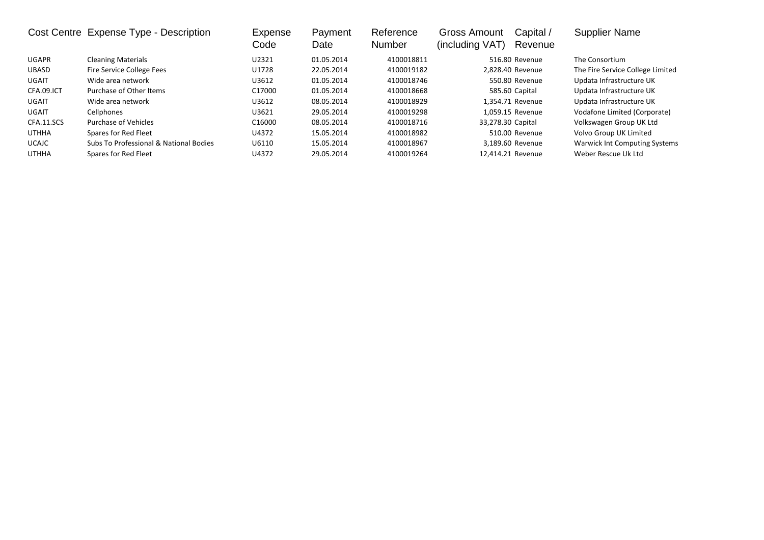| Cost Centre | Expense Type - Description | Expense Code | Payment Date | Reference Number | Gross Amount (including VAT) | Capital / Revenue | Supplier Name |
|---|---|---|---|---|---|---|---|
| UGAPR | Cleaning Materials | U2321 | 01.05.2014 | 4100018811 | 516.80 | Revenue | The Consortium |
| UBASD | Fire Service College Fees | U1728 | 22.05.2014 | 4100019182 | 2,828.40 | Revenue | The Fire Service College Limited |
| UGAIT | Wide area network | U3612 | 01.05.2014 | 4100018746 | 550.80 | Revenue | Updata Infrastructure UK |
| CFA.09.ICT | Purchase of Other Items | C17000 | 01.05.2014 | 4100018668 | 585.60 | Capital | Updata Infrastructure UK |
| UGAIT | Wide area network | U3612 | 08.05.2014 | 4100018929 | 1,354.71 | Revenue | Updata Infrastructure UK |
| UGAIT | Cellphones | U3621 | 29.05.2014 | 4100019298 | 1,059.15 | Revenue | Vodafone Limited (Corporate) |
| CFA.11.SCS | Purchase of Vehicles | C16000 | 08.05.2014 | 4100018716 | 33,278.30 | Capital | Volkswagen Group UK Ltd |
| UTHHA | Spares for Red Fleet | U4372 | 15.05.2014 | 4100018982 | 510.00 | Revenue | Volvo Group UK Limited |
| UCAJC | Subs To Professional & National Bodies | U6110 | 15.05.2014 | 4100018967 | 3,189.60 | Revenue | Warwick Int Computing Systems |
| UTHHA | Spares for Red Fleet | U4372 | 29.05.2014 | 4100019264 | 12,414.21 | Revenue | Weber Rescue Uk Ltd |